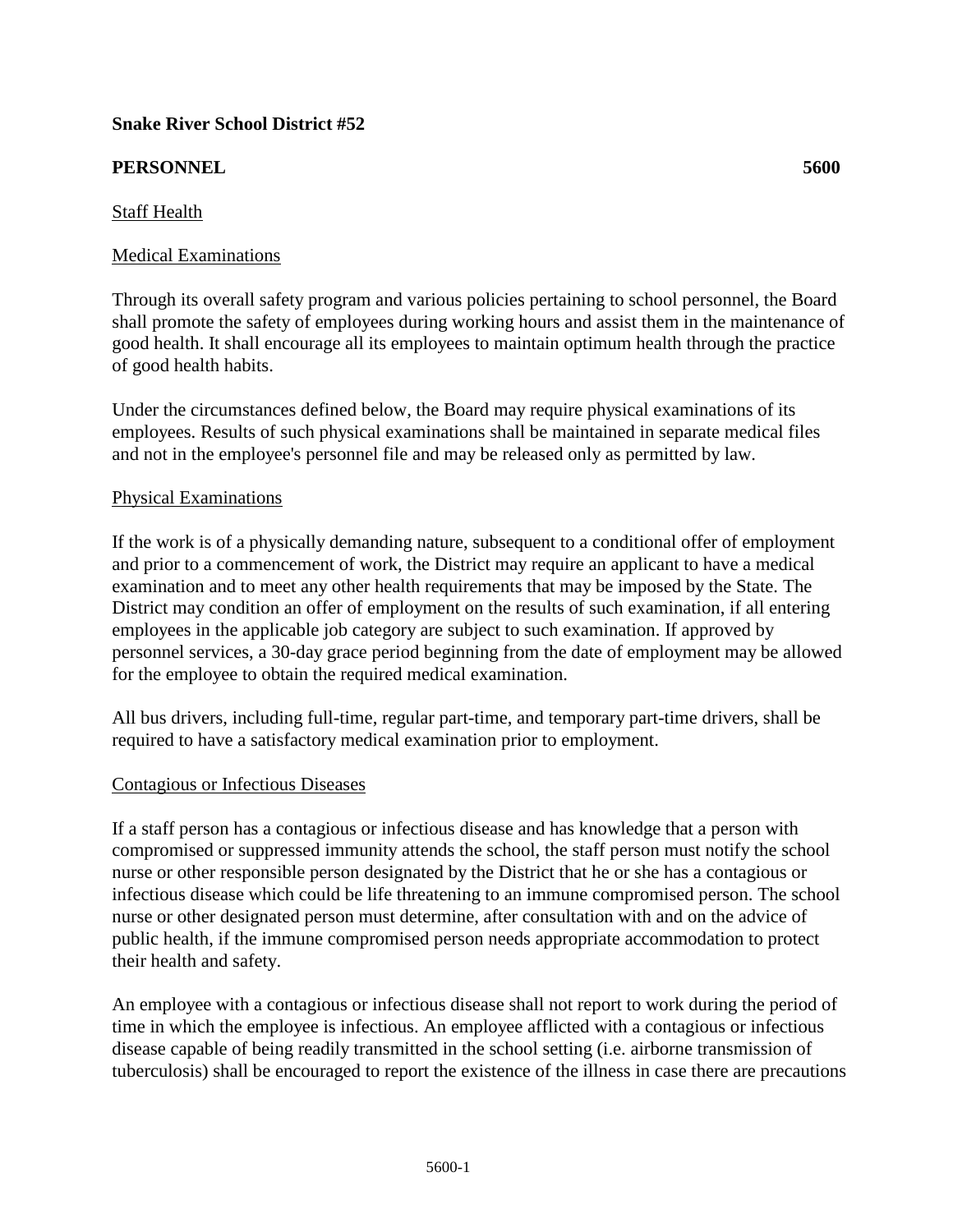**Snake River School District #52**

**PERSONNEL 5600**

Staff Health

Medical Examinations

Through its overall safety program and various policies pertaining to school personnel, the Board shall promote the safety of employees during working hours and assist them in the maintenance of good health. It shall encourage all its employees to maintain optimum health through the practice of good health habits.

Under the circumstances defined below, the Board may require physical examinations of its employees. Results of such physical examinations shall be maintained in separate medical files and not in the employee's personnel file and may be released only as permitted by law.

Physical Examinations

If the work is of a physically demanding nature, subsequent to a conditional offer of employment and prior to a commencement of work, the District may require an applicant to have a medical examination and to meet any other health requirements that may be imposed by the State. The District may condition an offer of employment on the results of such examination, if all entering employees in the applicable job category are subject to such examination. If approved by personnel services, a 30-day grace period beginning from the date of employment may be allowed for the employee to obtain the required medical examination.

All bus drivers, including full-time, regular part-time, and temporary part-time drivers, shall be required to have a satisfactory medical examination prior to employment.

Contagious or Infectious Diseases

If a staff person has a contagious or infectious disease and has knowledge that a person with compromised or suppressed immunity attends the school, the staff person must notify the school nurse or other responsible person designated by the District that he or she has a contagious or infectious disease which could be life threatening to an immune compromised person. The school nurse or other designated person must determine, after consultation with and on the advice of public health, if the immune compromised person needs appropriate accommodation to protect their health and safety.

An employee with a contagious or infectious disease shall not report to work during the period of time in which the employee is infectious. An employee afflicted with a contagious or infectious disease capable of being readily transmitted in the school setting (i.e. airborne transmission of tuberculosis) shall be encouraged to report the existence of the illness in case there are precautions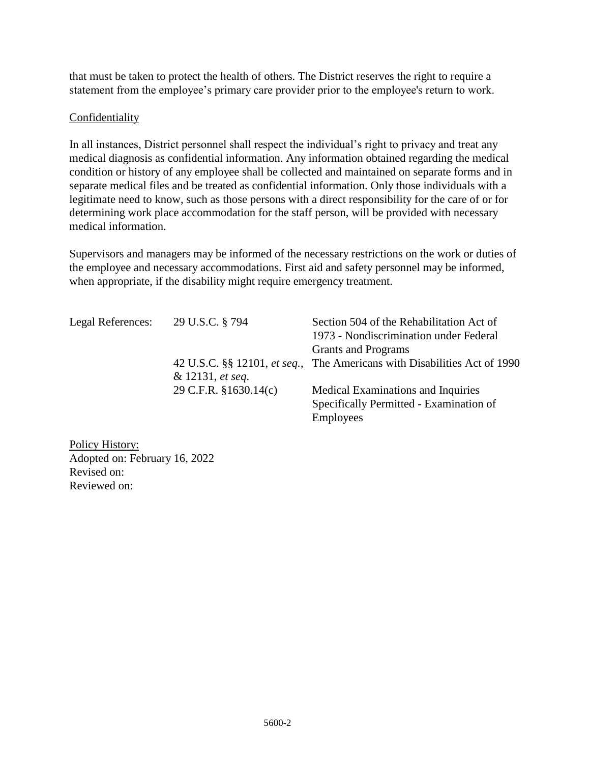that must be taken to protect the health of others. The District reserves the right to require a statement from the employee's primary care provider prior to the employee's return to work.

Confidentiality

In all instances, District personnel shall respect the individual's right to privacy and treat any medical diagnosis as confidential information. Any information obtained regarding the medical condition or history of any employee shall be collected and maintained on separate forms and in separate medical files and be treated as confidential information. Only those individuals with a legitimate need to know, such as those persons with a direct responsibility for the care of or for determining work place accommodation for the staff person, will be provided with necessary medical information.

Supervisors and managers may be informed of the necessary restrictions on the work or duties of the employee and necessary accommodations. First aid and safety personnel may be informed, when appropriate, if the disability might require emergency treatment.

| | | |
|---|---|---|
| Legal References: | 29 U.S.C. § 794 | Section 504 of the Rehabilitation Act of 1973 - Nondiscrimination under Federal Grants and Programs |
| | 42 U.S.C. §§ 12101, *et seq.*, & 12131, *et seq.* | The Americans with Disabilities Act of 1990 |
| | 29 C.F.R. §1630.14(c) | Medical Examinations and Inquiries Specifically Permitted - Examination of Employees |

Policy History:
Adopted on: February 16, 2022
Revised on:
Reviewed on: